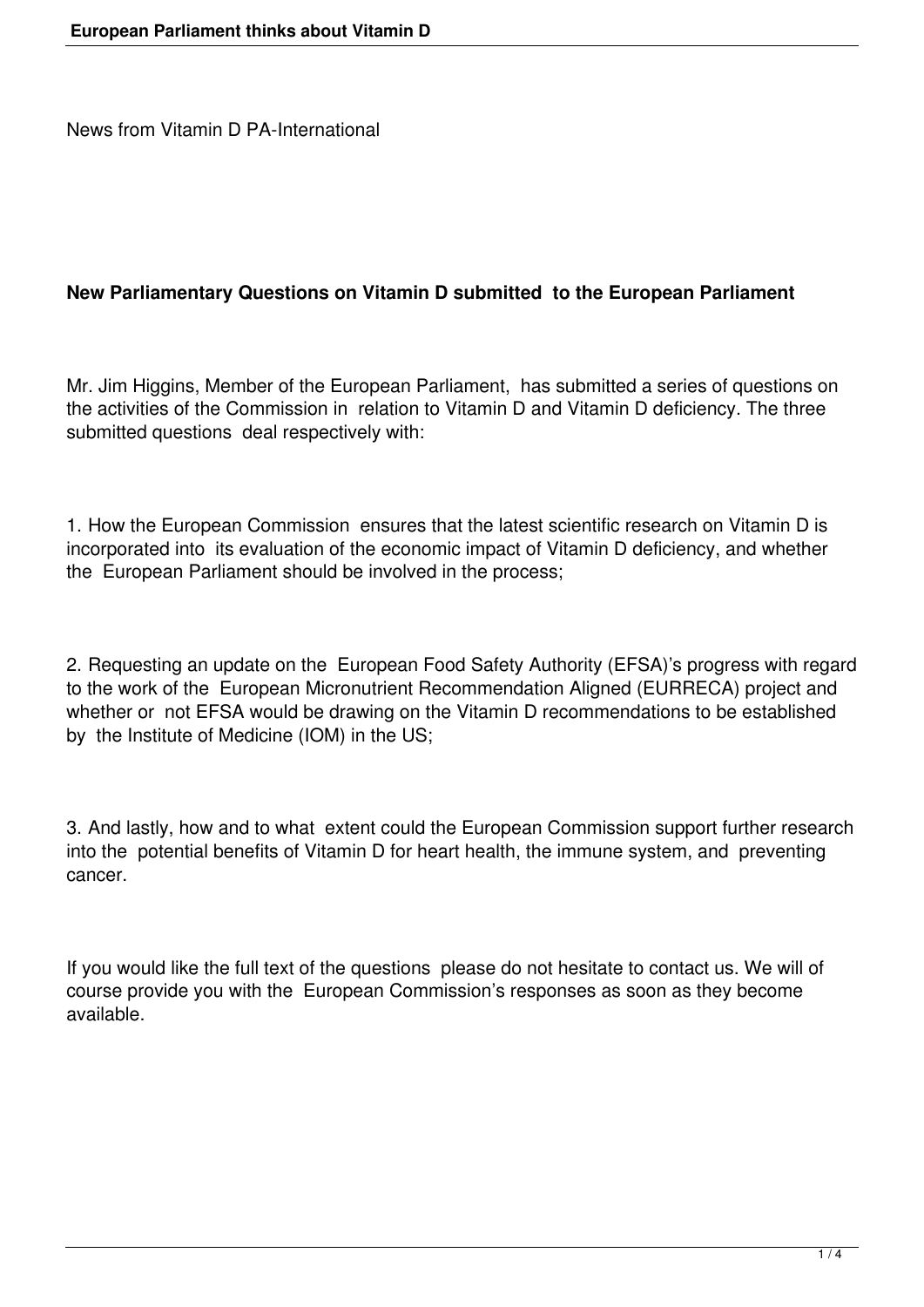News from Vitamin D PA-International

## New Parliamentary Questions on Vitamin D submitted to the European Parliament

Mr. Jim Higgins, Member of the European Parliament, has submitted a series of questions on the activities of the Commission in relation to Vitamin D and Vitamin D deficiency. The three submitted questions deal respectively with:

1. How the European Commission ensures that the latest scientific research on Vitamin D is incorporated into its evaluation of the economic impact of Vitamin D deficiency, and whether the European Parliament should be involved in the process;

2. Requesting an update on the European Food Safety Authority (EFSA)'s progress with regard to the work of the European Micronutrient Recommendation Aligned (EURRECA) project and whether or not EFSA would be drawing on the Vitamin D recommendations to be established by the Institute of Medicine (IOM) in the US;

3. And lastly, how and to what extent could the European Commission support further research into the potential benefits of Vitamin D for heart health, the immune system, and preventing cancer.

If you would like the full text of the questions please do not hesitate to contact us. We will of course provide you with the European Commission's responses as soon as they become available.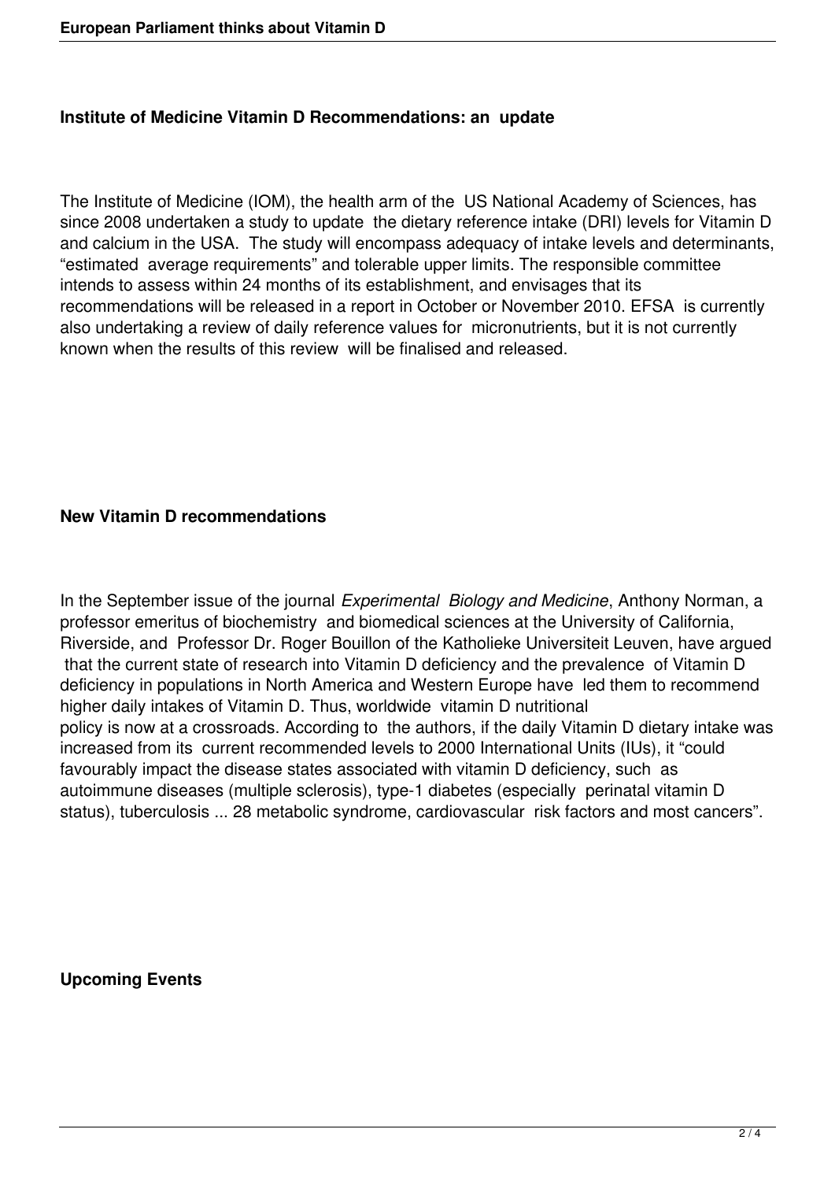**Institute of Medicine Vitamin D Recommendations: an update**

The Institute of Medicine (IOM), the health arm of the US National Academy of Sciences, has since 2008 undertaken a study to update the dietary reference intake (DRI) levels for Vitamin D and calcium in the USA. The study will encompass adequacy of intake levels and determinants, "estimated average requirements" and tolerable upper limits. The responsible committee intends to assess within 24 months of its establishment, and envisages that its recommendations will be released in a report in October or November 2010. EFSA is currently also undertaking a review of daily reference values for micronutrients, but it is not currently known when the results of this review will be finalised and released.

**New Vitamin D recommendations**

In the September issue of the journal *Experimental Biology and Medicine*, Anthony Norman, a professor emeritus of biochemistry and biomedical sciences at the University of California, Riverside, and Professor Dr. Roger Bouillon of the Katholieke Universiteit Leuven, have argued that the current state of research into Vitamin D deficiency and the prevalence of Vitamin D deficiency in populations in North America and Western Europe have led them to recommend higher daily intakes of Vitamin D. Thus, worldwide vitamin D nutritional policy is now at a crossroads. According to the authors, if the daily Vitamin D dietary intake was increased from its current recommended levels to 2000 International Units (IUs), it "could favourably impact the disease states associated with vitamin D deficiency, such as autoimmune diseases (multiple sclerosis), type-1 diabetes (especially perinatal vitamin D status), tuberculosis ... 28 metabolic syndrome, cardiovascular risk factors and most cancers".

**Upcoming Events**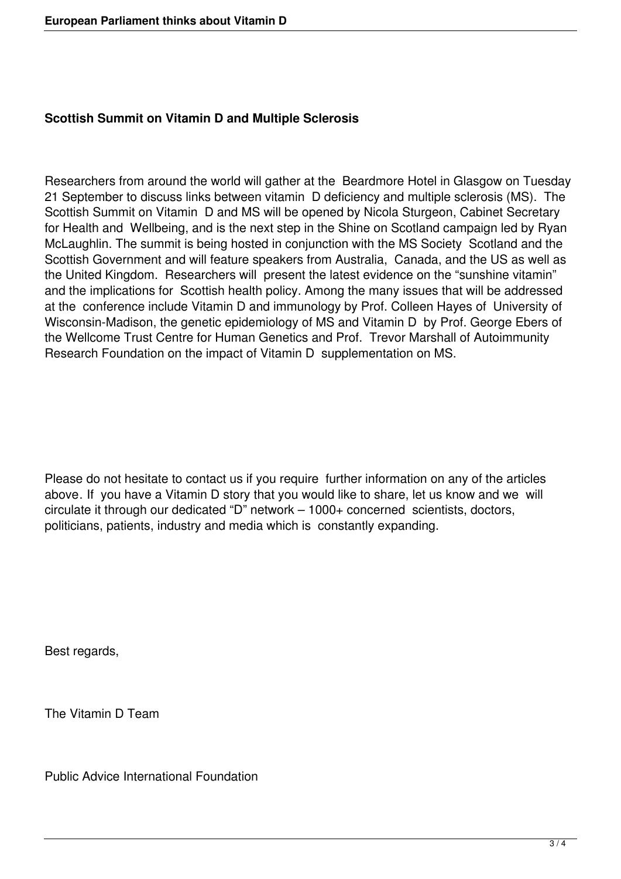## Scottish Summit on Vitamin D and Multiple Sclerosis

Researchers from around the world will gather at the Beardmore Hotel in Glasgow on Tuesday 21 September to discuss links between vitamin D deficiency and multiple sclerosis (MS). The Scottish Summit on Vitamin D and MS will be opened by Nicola Sturgeon, Cabinet Secretary for Health and Wellbeing, and is the next step in the Shine on Scotland campaign led by Ryan McLaughlin. The summit is being hosted in conjunction with the MS Society Scotland and the Scottish Government and will feature speakers from Australia, Canada, and the US as well as the United Kingdom. Researchers will present the latest evidence on the "sunshine vitamin" and the implications for Scottish health policy. Among the many issues that will be addressed at the conference include Vitamin D and immunology by Prof. Colleen Hayes of University of Wisconsin-Madison, the genetic epidemiology of MS and Vitamin D by Prof. George Ebers of the Wellcome Trust Centre for Human Genetics and Prof. Trevor Marshall of Autoimmunity Research Foundation on the impact of Vitamin D supplementation on MS.

Please do not hesitate to contact us if you require further information on any of the articles above. If you have a Vitamin D story that you would like to share, let us know and we will circulate it through our dedicated "D" network – 1000+ concerned scientists, doctors, politicians, patients, industry and media which is constantly expanding.

Best regards,

The Vitamin D Team

Public Advice International Foundation